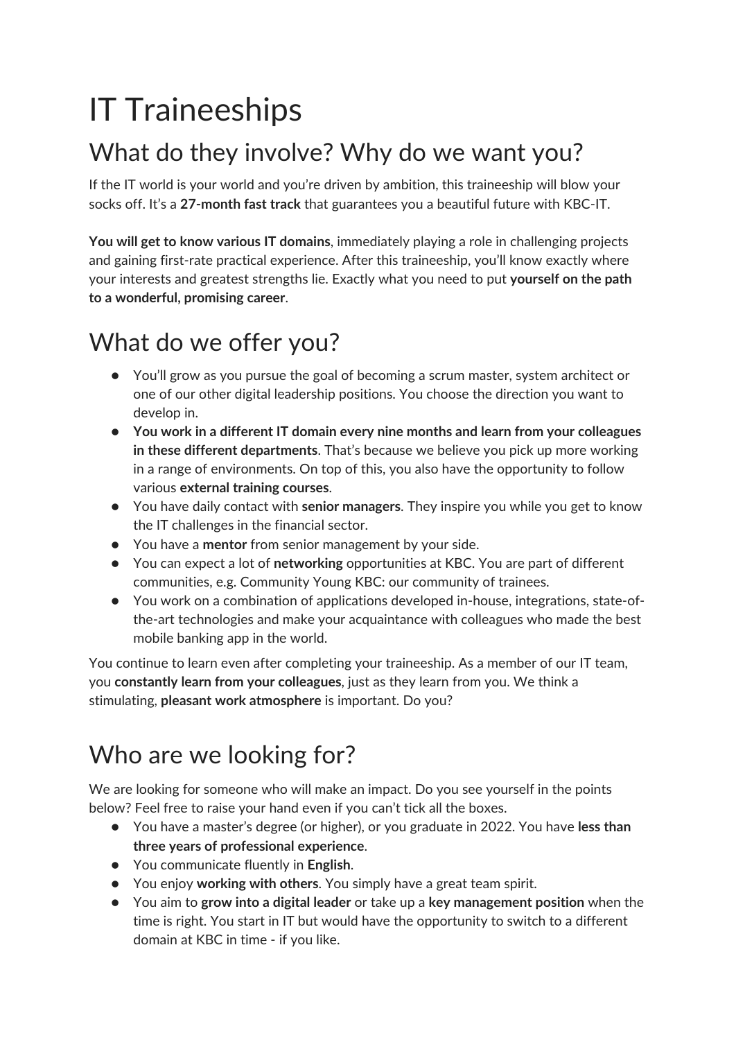# IT Traineeships

## What do they involve? Why do we want you?

If the IT world is your world and you're driven by ambition, this traineeship will blow your socks off. It's a **27-month fast track** that guarantees you a beautiful future with KBC-IT.

**You will get to know various IT domains**, immediately playing a role in challenging projects and gaining first-rate practical experience. After this traineeship, you'll know exactly where your interests and greatest strengths lie. Exactly what you need to put **yourself on the path to a wonderful, promising career**.

## What do we offer you?

- You'll grow as you pursue the goal of becoming a scrum master, system architect or one of our other digital leadership positions. You choose the direction you want to develop in.
- **You work in a different IT domain every nine months and learn from your colleagues in these different departments**. That's because we believe you pick up more working in a range of environments. On top of this, you also have the opportunity to follow various **external training courses**.
- You have daily contact with **senior managers**. They inspire you while you get to know the IT challenges in the financial sector.
- You have a **mentor** from senior management by your side.
- You can expect a lot of **networking** opportunities at KBC. You are part of different communities, e.g. Community Young KBC: our community of trainees.
- You work on a combination of applications developed in-house, integrations, state-of-the-art technologies and make your acquaintance with colleagues who made the best mobile banking app in the world.

You continue to learn even after completing your traineeship. As a member of our IT team, you **constantly learn from your colleagues**, just as they learn from you. We think a stimulating, **pleasant work atmosphere** is important. Do you?

## Who are we looking for?

We are looking for someone who will make an impact. Do you see yourself in the points below? Feel free to raise your hand even if you can't tick all the boxes.

- You have a master's degree (or higher), or you graduate in 2022. You have **less than three years of professional experience**.
- You communicate fluently in **English**.
- You enjoy **working with others**. You simply have a great team spirit.
- You aim to **grow into a digital leader** or take up a **key management position** when the time is right. You start in IT but would have the opportunity to switch to a different domain at KBC in time - if you like.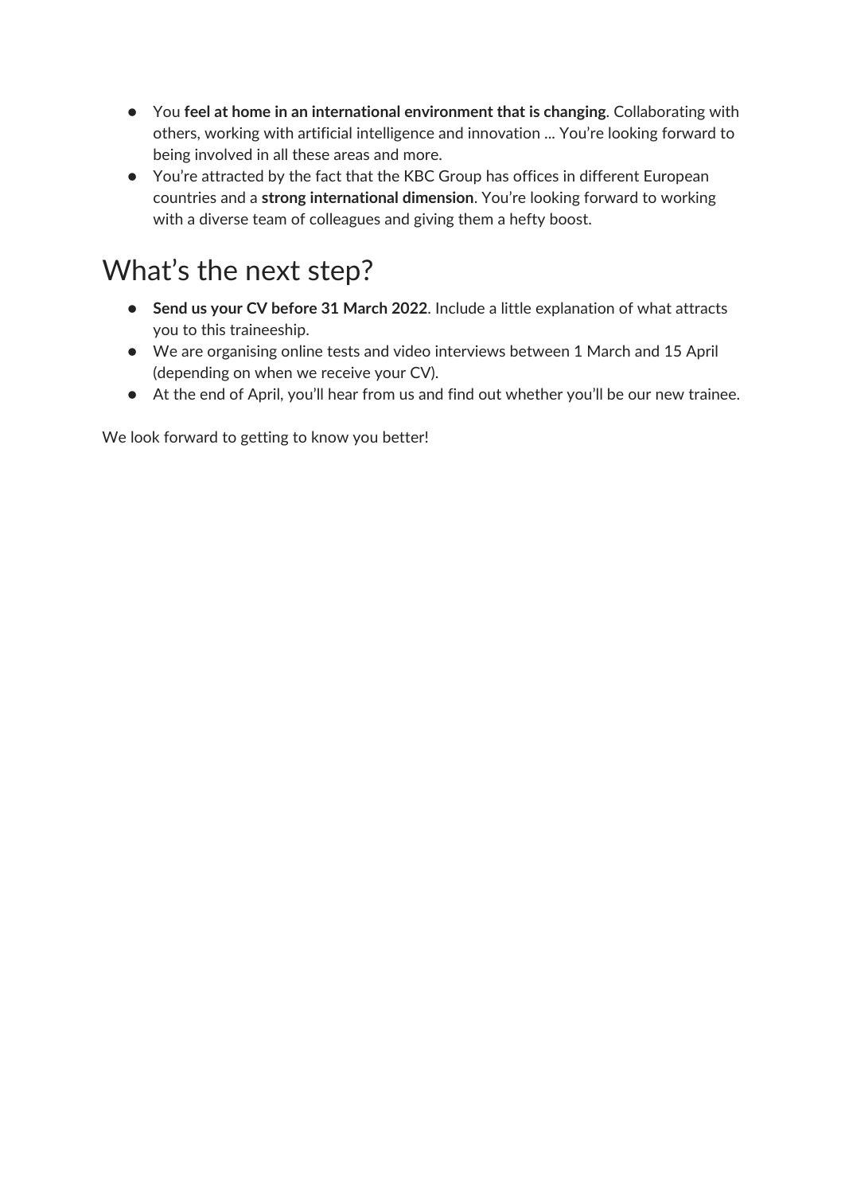- You **feel at home in an international environment that is changing**. Collaborating with others, working with artificial intelligence and innovation ... You're looking forward to being involved in all these areas and more.
- You're attracted by the fact that the KBC Group has offices in different European countries and a **strong international dimension**. You're looking forward to working with a diverse team of colleagues and giving them a hefty boost.

# What's the next step?

- **Send us your CV before 31 March 2022**. Include a little explanation of what attracts you to this traineeship.
- We are organising online tests and video interviews between 1 March and 15 April (depending on when we receive your CV).
- At the end of April, you'll hear from us and find out whether you'll be our new trainee.

We look forward to getting to know you better!